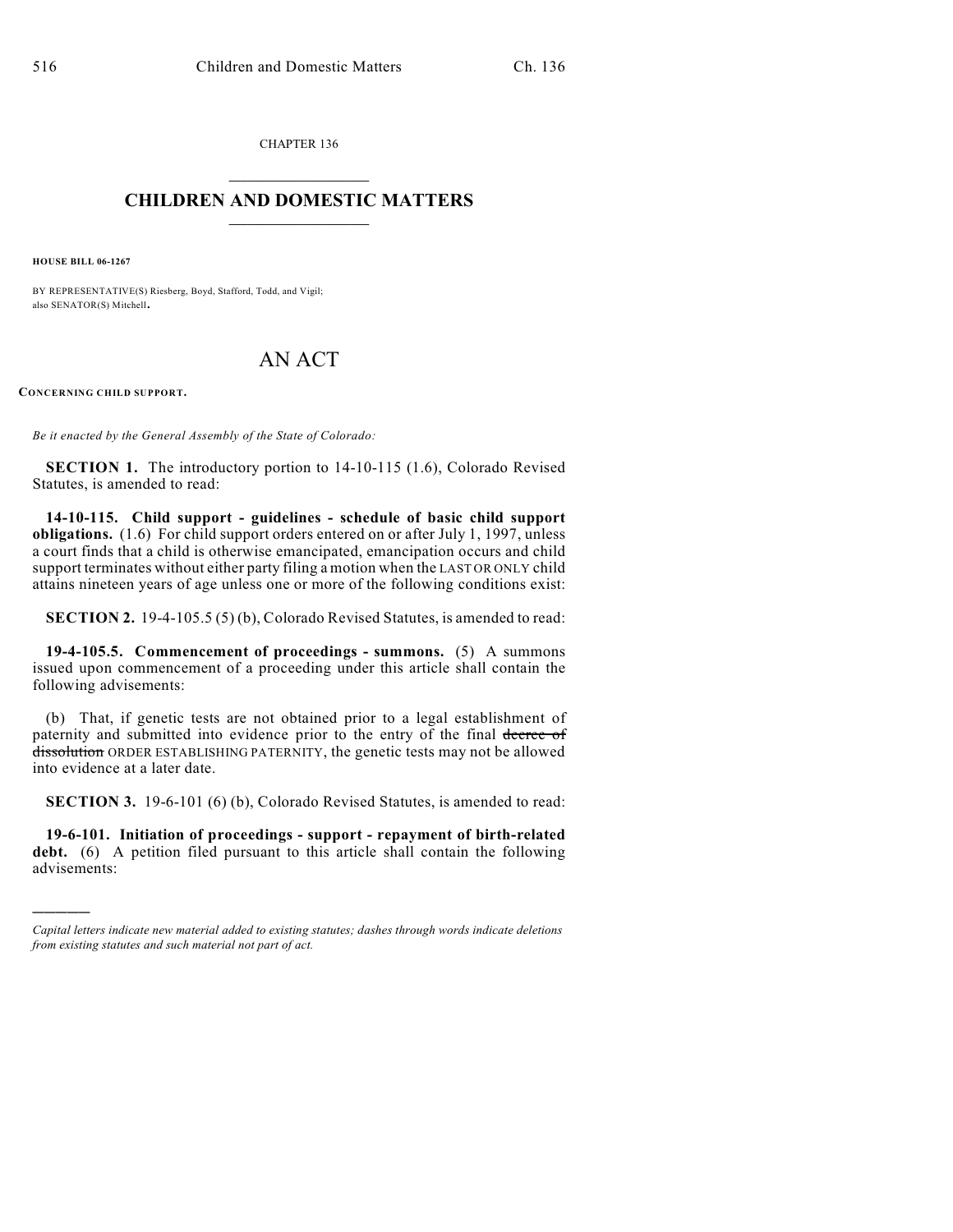CHAPTER 136

# CHILDREN AND DOMESTIC MATTERS

**HOUSE BILL 06-1267**

BY REPRESENTATIVE(S) Riesberg, Boyd, Stafford, Todd, and Vigil; also SENATOR(S) Mitchell.

# AN ACT

**CONCERNING CHILD SUPPORT.**

*Be it enacted by the General Assembly of the State of Colorado:*

**SECTION 1.** The introductory portion to 14-10-115 (1.6), Colorado Revised Statutes, is amended to read:

**14-10-115. Child support - guidelines - schedule of basic child support obligations.** (1.6) For child support orders entered on or after July 1, 1997, unless a court finds that a child is otherwise emancipated, emancipation occurs and child support terminates without either party filing a motion when the LAST OR ONLY child attains nineteen years of age unless one or more of the following conditions exist:

**SECTION 2.** 19-4-105.5 (5) (b), Colorado Revised Statutes, is amended to read:

**19-4-105.5. Commencement of proceedings - summons.** (5) A summons issued upon commencement of a proceeding under this article shall contain the following advisements:

(b) That, if genetic tests are not obtained prior to a legal establishment of paternity and submitted into evidence prior to the entry of the final ~~decree of dissolution~~ ORDER ESTABLISHING PATERNITY, the genetic tests may not be allowed into evidence at a later date.

**SECTION 3.** 19-6-101 (6) (b), Colorado Revised Statutes, is amended to read:

**19-6-101. Initiation of proceedings - support - repayment of birth-related debt.** (6) A petition filed pursuant to this article shall contain the following advisements:

---

*Capital letters indicate new material added to existing statutes; dashes through words indicate deletions from existing statutes and such material not part of act.*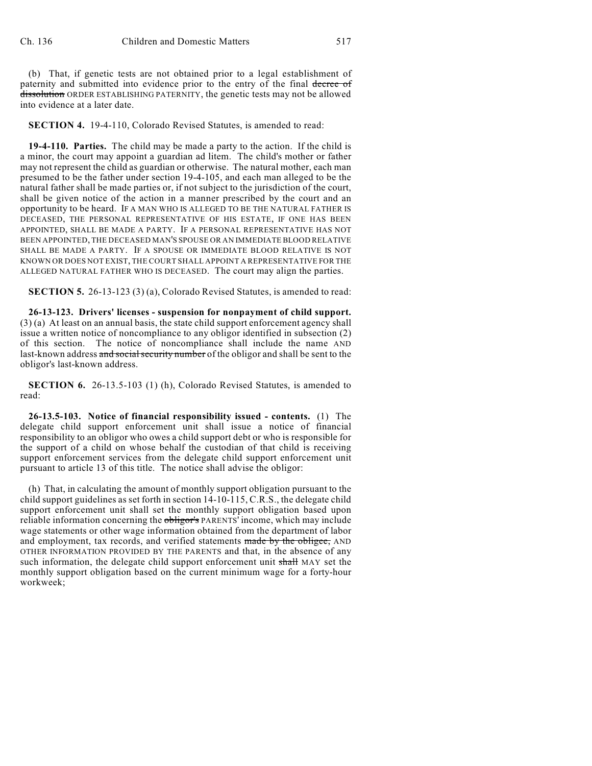(b) That, if genetic tests are not obtained prior to a legal establishment of paternity and submitted into evidence prior to the entry of the final ~~decree of dissolution~~ ORDER ESTABLISHING PATERNITY, the genetic tests may not be allowed into evidence at a later date.

**SECTION 4.** 19-4-110, Colorado Revised Statutes, is amended to read:

**19-4-110. Parties.** The child may be made a party to the action. If the child is a minor, the court may appoint a guardian ad litem. The child's mother or father may not represent the child as guardian or otherwise. The natural mother, each man presumed to be the father under section 19-4-105, and each man alleged to be the natural father shall be made parties or, if not subject to the jurisdiction of the court, shall be given notice of the action in a manner prescribed by the court and an opportunity to be heard. IF A MAN WHO IS ALLEGED TO BE THE NATURAL FATHER IS DECEASED, THE PERSONAL REPRESENTATIVE OF HIS ESTATE, IF ONE HAS BEEN APPOINTED, SHALL BE MADE A PARTY. IF A PERSONAL REPRESENTATIVE HAS NOT BEEN APPOINTED, THE DECEASED MAN'S SPOUSE OR AN IMMEDIATE BLOOD RELATIVE SHALL BE MADE A PARTY. IF A SPOUSE OR IMMEDIATE BLOOD RELATIVE IS NOT KNOWN OR DOES NOT EXIST, THE COURT SHALL APPOINT A REPRESENTATIVE FOR THE ALLEGED NATURAL FATHER WHO IS DECEASED. The court may align the parties.

**SECTION 5.** 26-13-123 (3) (a), Colorado Revised Statutes, is amended to read:

**26-13-123. Drivers' licenses - suspension for nonpayment of child support.** (3) (a) At least on an annual basis, the state child support enforcement agency shall issue a written notice of noncompliance to any obligor identified in subsection (2) of this section. The notice of noncompliance shall include the name AND last-known address ~~and social security number~~ of the obligor and shall be sent to the obligor's last-known address.

**SECTION 6.** 26-13.5-103 (1) (h), Colorado Revised Statutes, is amended to read:

**26-13.5-103. Notice of financial responsibility issued - contents.** (1) The delegate child support enforcement unit shall issue a notice of financial responsibility to an obligor who owes a child support debt or who is responsible for the support of a child on whose behalf the custodian of that child is receiving support enforcement services from the delegate child support enforcement unit pursuant to article 13 of this title. The notice shall advise the obligor:

(h) That, in calculating the amount of monthly support obligation pursuant to the child support guidelines as set forth in section 14-10-115, C.R.S., the delegate child support enforcement unit shall set the monthly support obligation based upon reliable information concerning the ~~obligor's~~ PARENTS' income, which may include wage statements or other wage information obtained from the department of labor and employment, tax records, and verified statements ~~made by the obligee,~~ AND OTHER INFORMATION PROVIDED BY THE PARENTS and that, in the absence of any such information, the delegate child support enforcement unit ~~shall~~ MAY set the monthly support obligation based on the current minimum wage for a forty-hour workweek;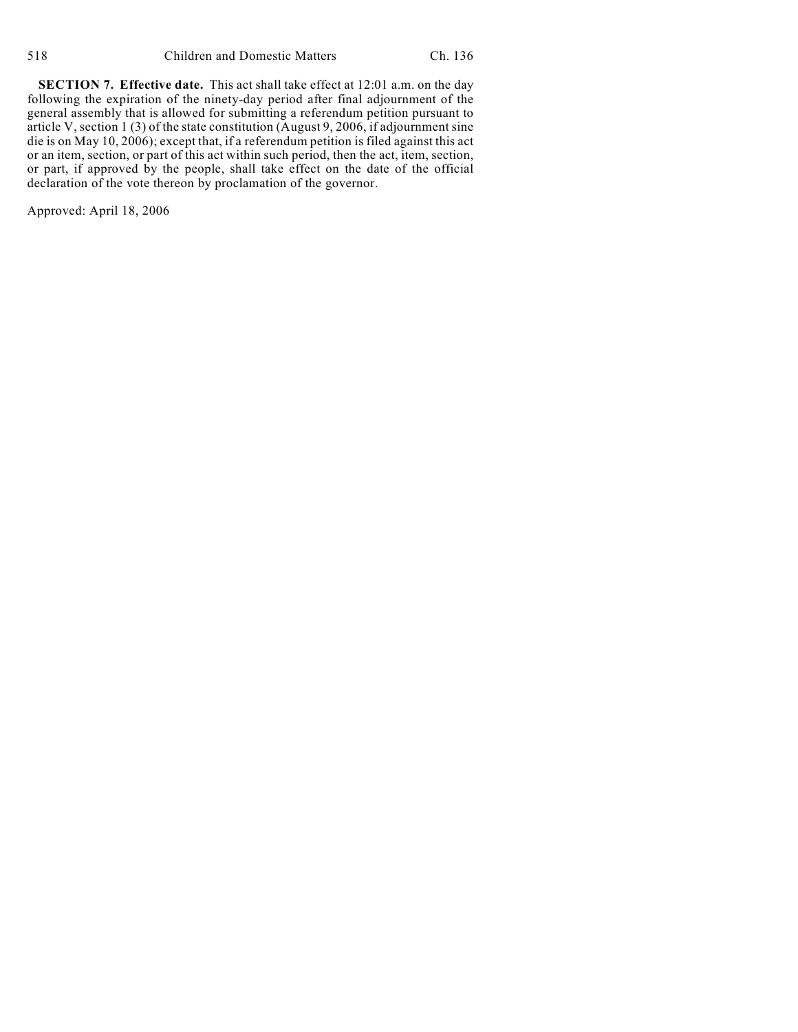**SECTION 7. Effective date.** This act shall take effect at 12:01 a.m. on the day following the expiration of the ninety-day period after final adjournment of the general assembly that is allowed for submitting a referendum petition pursuant to article V, section 1 (3) of the state constitution (August 9, 2006, if adjournment sine die is on May 10, 2006); except that, if a referendum petition is filed against this act or an item, section, or part of this act within such period, then the act, item, section, or part, if approved by the people, shall take effect on the date of the official declaration of the vote thereon by proclamation of the governor.

Approved: April 18, 2006